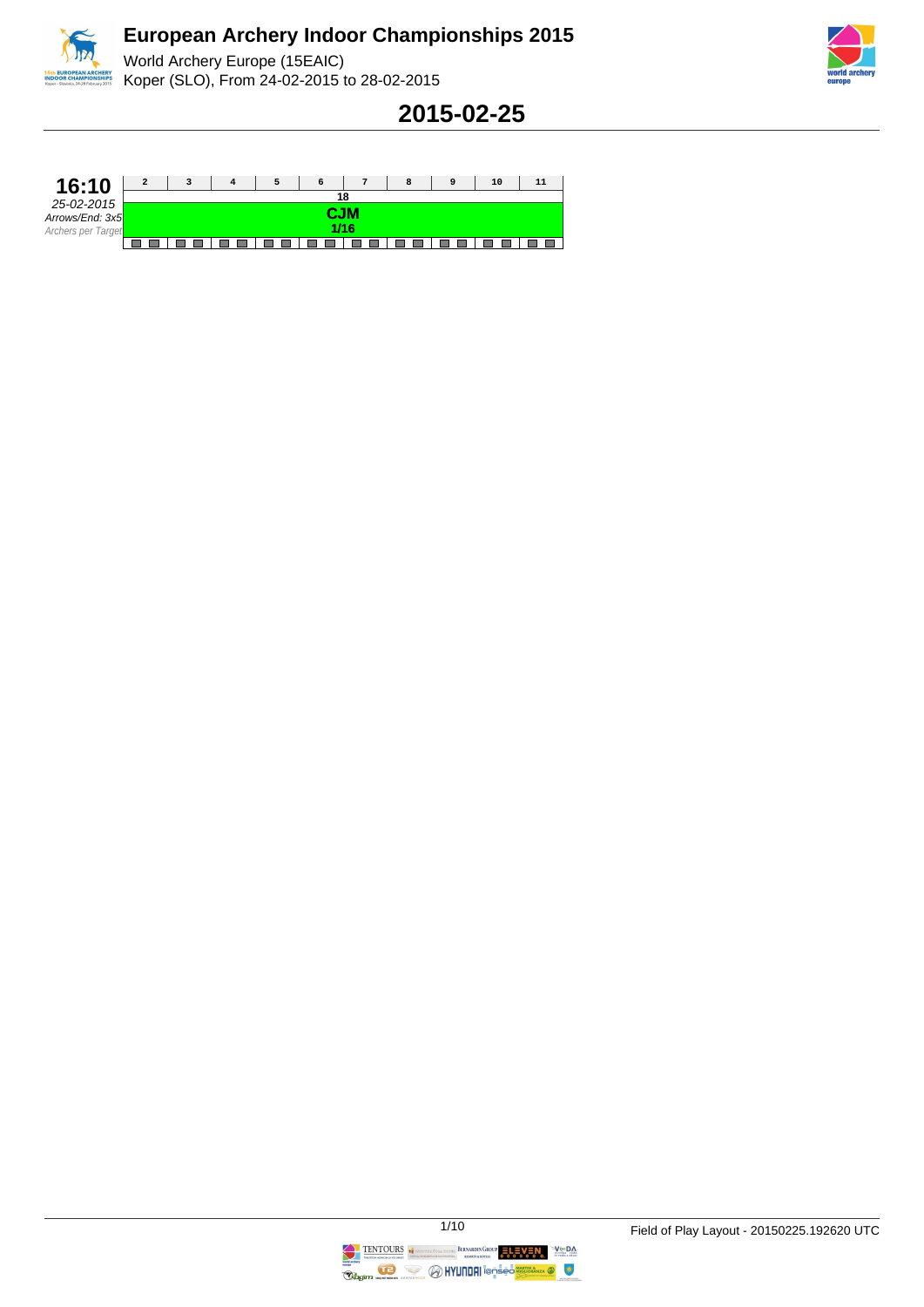# European Archery Indoor Championships 2015

World Archery Europe (15EAIC)
Koper (SLO), From 24-02-2015 to 28-02-2015

## 2015-02-25

| **16:10** | 2 | 3 | 4 | 5 | 6 | 7 | 8 | 9 | 10 | 11 |
|---|---|---|---|---|---|---|---|---|---|---|
| *25-02-2015* | 18 | | | | | | | | | |
| *Arrows/End: 3x5* | **CJM** 1/16 | | | | | | | | | |
| *Archers per Target* | | | | | | | | | | |

Field of Play Layout - 20150225.192620 UTC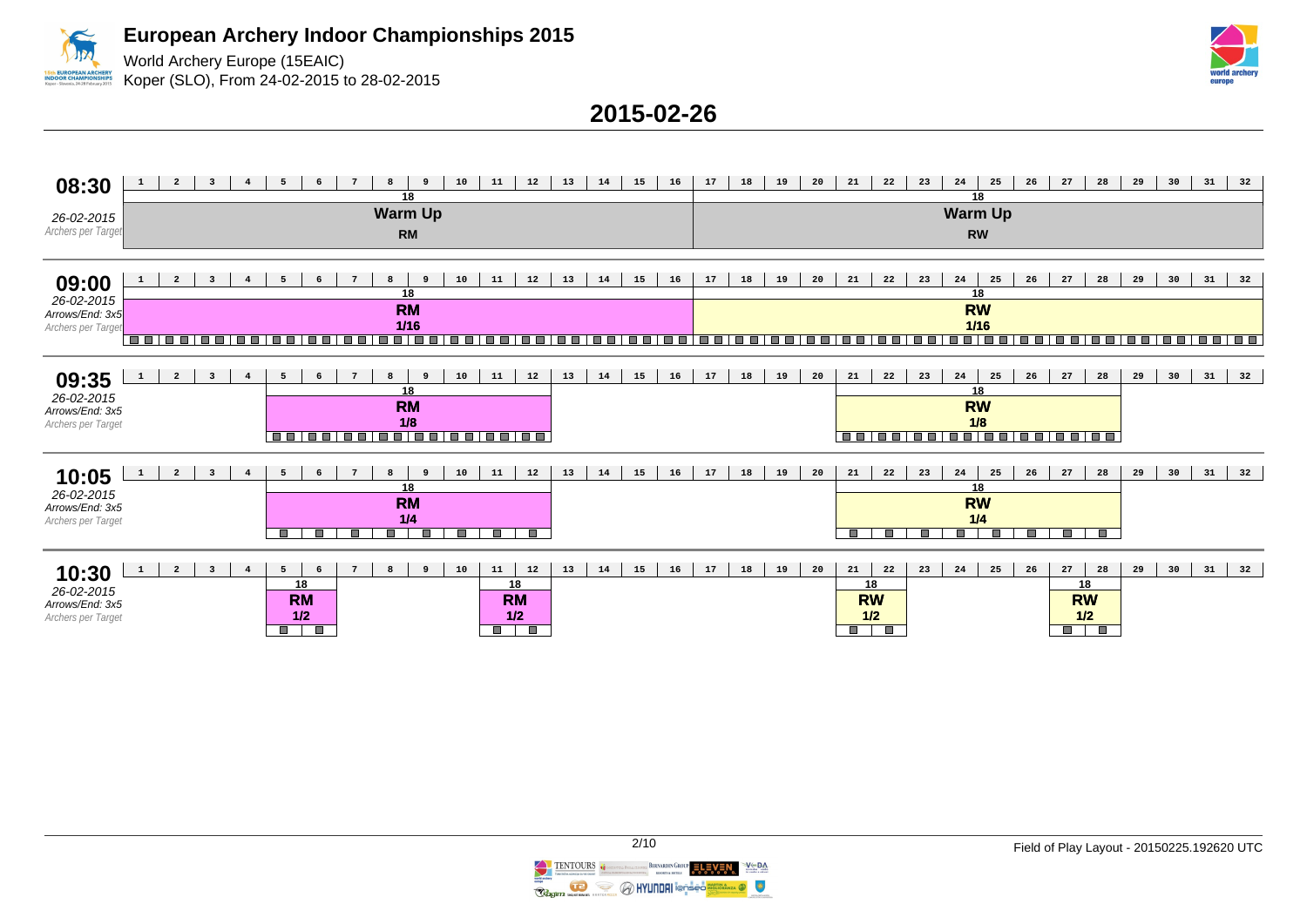# European Archery Indoor Championships 2015

World Archery Europe (15EAIC)
Koper (SLO), From 24-02-2015 to 28-02-2015

## 2015-02-26

### 08:30
*26-02-2015*
*Archers per Target*

| Targets | Distance | Event |
|---|---|---|
| 1–16 | 18 | Warm Up RM |
| 17–32 | 18 | Warm Up RW |

### 09:00
*26-02-2015*
*Arrows/End: 3x5*
*Archers per Target*

| Targets | Distance | Event | Phase |
|---|---|---|---|
| 1–16 | 18 | RM | 1/16 |
| 17–32 | 18 | RW | 1/16 |

### 09:35
*26-02-2015*
*Arrows/End: 3x5*
*Archers per Target*

| Targets | Distance | Event | Phase |
|---|---|---|---|
| 5–12 | 18 | RM | 1/8 |
| 21–28 | 18 | RW | 1/8 |

### 10:05
*26-02-2015*
*Arrows/End: 3x5*
*Archers per Target*

| Targets | Distance | Event | Phase |
|---|---|---|---|
| 5–12 | 18 | RM | 1/4 |
| 21–28 | 18 | RW | 1/4 |

### 10:30
*26-02-2015*
*Arrows/End: 3x5*
*Archers per Target*

| Targets | Distance | Event | Phase |
|---|---|---|---|
| 5–6 | 18 | RM | 1/2 |
| 11–12 | 18 | RM | 1/2 |
| 21–22 | 18 | RW | 1/2 |
| 27–28 | 18 | RW | 1/2 |

Field of Play Layout - 20150225.192620 UTC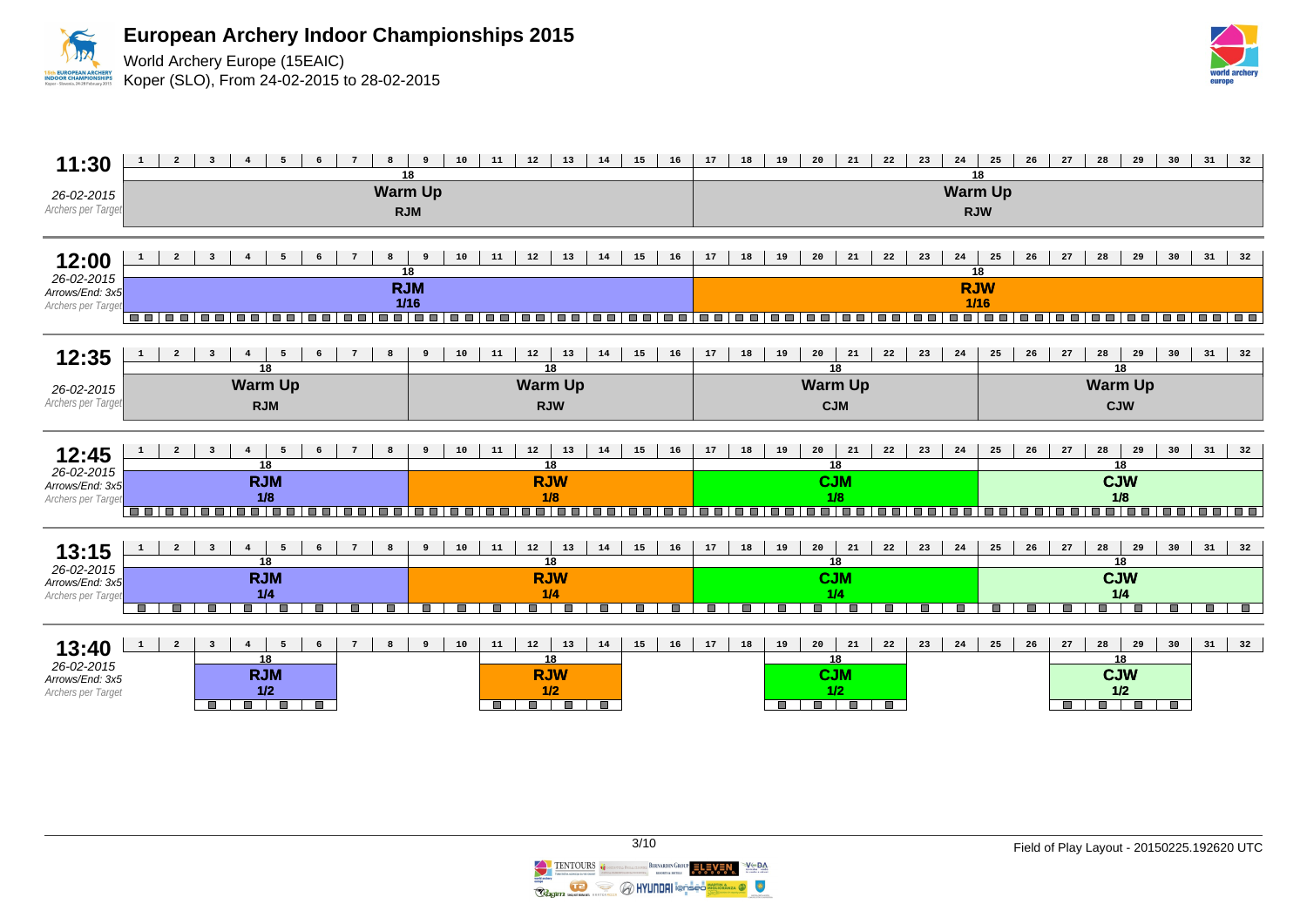# European Archery Indoor Championships 2015

World Archery Europe (15EAIC)
Koper (SLO), From 24-02-2015 to 28-02-2015

## 11:30

26-02-2015
Archers per Target

| Targets | Distance | Event |
|---|---|---|
| 1–16 | 18 | Warm Up RJM |
| 17–32 | 18 | Warm Up RJW |

## 12:00

26-02-2015
Arrows/End: 3x5
Archers per Target

| Targets | Distance | Event |
|---|---|---|
| 1–16 | 18 | RJM 1/16 |
| 17–32 | 18 | RJW 1/16 |

## 12:35

26-02-2015
Archers per Target

| Targets | Distance | Event |
|---|---|---|
| 1–8 | 18 | Warm Up RJM |
| 9–16 | 18 | Warm Up RJW |
| 17–24 | 18 | Warm Up CJM |
| 25–32 | 18 | Warm Up CJW |

## 12:45

26-02-2015
Arrows/End: 3x5
Archers per Target

| Targets | Distance | Event |
|---|---|---|
| 1–8 | 18 | RJM 1/8 |
| 9–16 | 18 | RJW 1/8 |
| 17–24 | 18 | CJM 1/8 |
| 25–32 | 18 | CJW 1/8 |

## 13:15

26-02-2015
Arrows/End: 3x5
Archers per Target

| Targets | Distance | Event |
|---|---|---|
| 1–8 | 18 | RJM 1/4 |
| 9–16 | 18 | RJW 1/4 |
| 17–24 | 18 | CJM 1/4 |
| 25–32 | 18 | CJW 1/4 |

## 13:40

26-02-2015
Arrows/End: 3x5
Archers per Target

| Targets | Distance | Event |
|---|---|---|
| 3–6 | 18 | RJM 1/2 |
| 11–14 | 18 | RJW 1/2 |
| 19–22 | 18 | CJM 1/2 |
| 27–30 | 18 | CJW 1/2 |

Field of Play Layout - 20150225.192620 UTC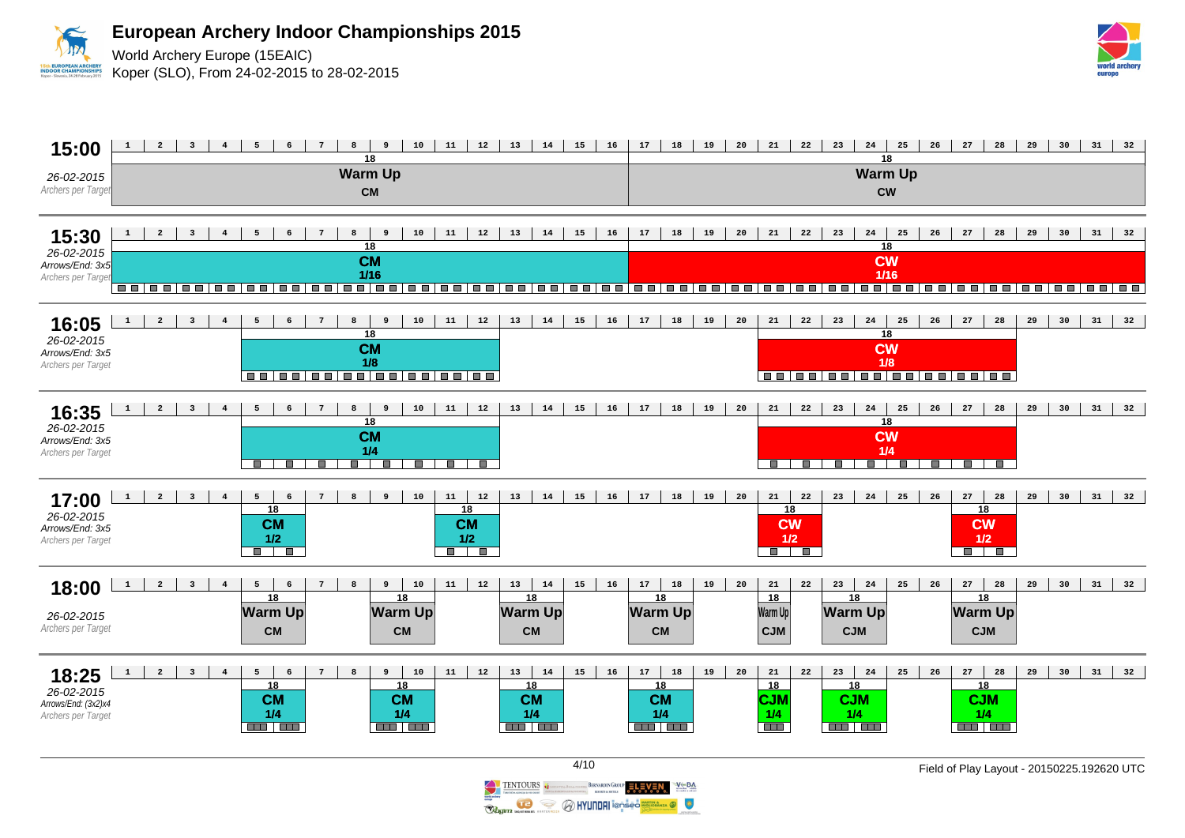# European Archery Indoor Championships 2015

World Archery Europe (15EAIC)
Koper (SLO), From 24-02-2015 to 28-02-2015

## 15:00
26-02-2015
Archers per Target

| Targets | Distance | Event |
|---|---|---|
| 1–16 | 18 | Warm Up CM |
| 17–32 | 18 | Warm Up CW |

## 15:30
26-02-2015
Arrows/End: 3x5
Archers per Target

| Targets | Distance | Event | Phase |
|---|---|---|---|
| 1–16 | 18 | CM | 1/16 |
| 17–32 | 18 | CW | 1/16 |

## 16:05
26-02-2015
Arrows/End: 3x5
Archers per Target

| Targets | Distance | Event | Phase |
|---|---|---|---|
| 5–12 | 18 | CM | 1/8 |
| 21–28 | 18 | CW | 1/8 |

## 16:35
26-02-2015
Arrows/End: 3x5
Archers per Target

| Targets | Distance | Event | Phase |
|---|---|---|---|
| 5–12 | 18 | CM | 1/4 |
| 21–28 | 18 | CW | 1/4 |

## 17:00
26-02-2015
Arrows/End: 3x5
Archers per Target

| Targets | Distance | Event | Phase |
|---|---|---|---|
| 5–6 | 18 | CM | 1/2 |
| 11–12 | 18 | CM | 1/2 |
| 21–22 | 18 | CW | 1/2 |
| 27–28 | 18 | CW | 1/2 |

## 18:00
26-02-2015
Archers per Target

| Targets | Distance | Event |
|---|---|---|
| 5–6 | 18 | Warm Up CM |
| 9–10 | 18 | Warm Up CM |
| 13–14 | 18 | Warm Up CM |
| 17–18 | 18 | Warm Up CM |
| 21 | 18 | Warm Up CJM |
| 23–24 | 18 | Warm Up CJM |
| 27–28 | 18 | Warm Up CJM |

## 18:25
26-02-2015
Arrows/End: (3x2)x4
Archers per Target

| Targets | Distance | Event | Phase |
|---|---|---|---|
| 5–6 | 18 | CM | 1/4 |
| 9–10 | 18 | CM | 1/4 |
| 13–14 | 18 | CM | 1/4 |
| 17–18 | 18 | CM | 1/4 |
| 21 | 18 | CJM | 1/4 |
| 23–24 | 18 | CJM | 1/4 |
| 27–28 | 18 | CJM | 1/4 |

Field of Play Layout - 20150225.192620 UTC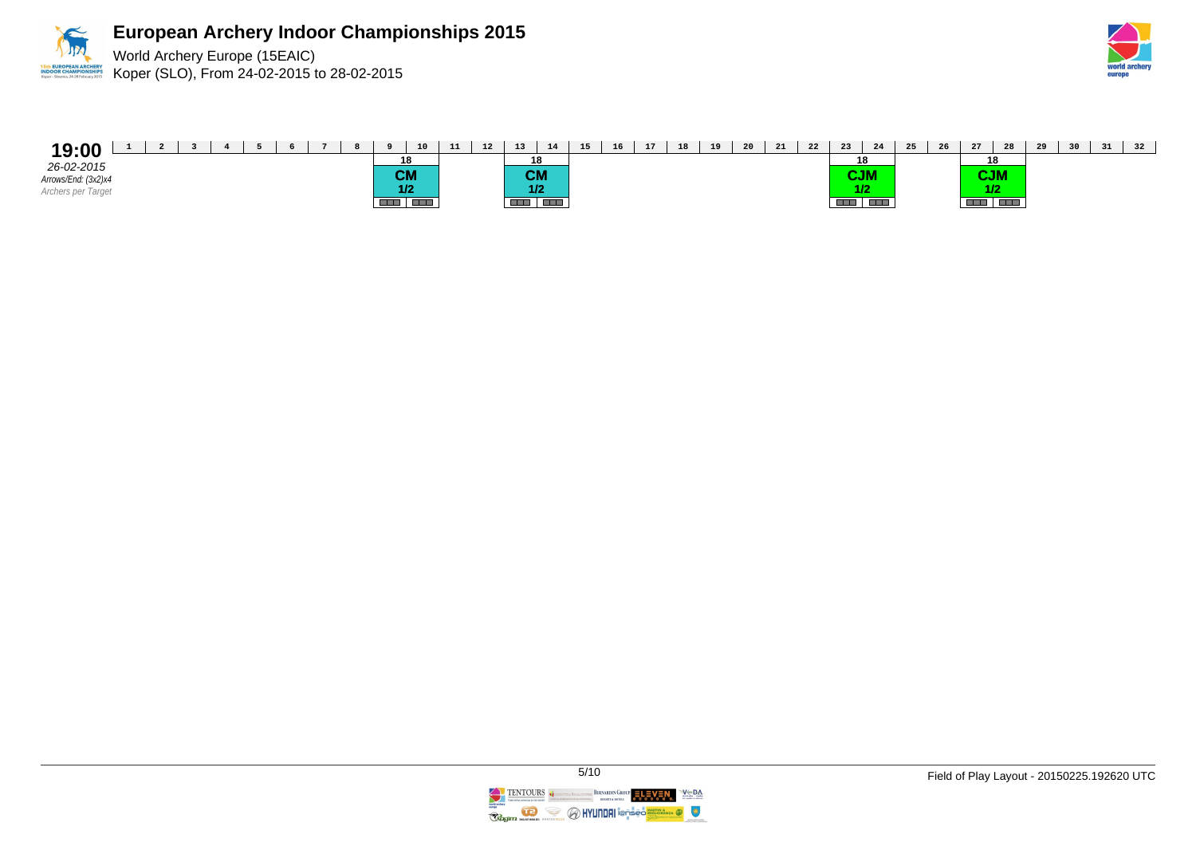# European Archery Indoor Championships 2015

World Archery Europe (15EAIC)
Koper (SLO), From 24-02-2015 to 28-02-2015

**19:00**
*26-02-2015*
*Arrows/End: (3x2)x4*
*Archers per Target*

| 1 | 2 | 3 | 4 | 5 | 6 | 7 | 8 | 9 | 10 | 11 | 12 | 13 | 14 | 15 | 16 | 17 | 18 | 19 | 20 | 21 | 22 | 23 | 24 | 25 | 26 | 27 | 28 | 29 | 30 | 31 | 32 |
|---|---|---|---|---|---|---|---|---|---|---|---|---|---|---|---|---|---|---|---|---|---|---|---|---|---|---|---|---|---|---|---|
| | | | | | | | | 18 | | | | 18 | | | | | | | | | | 18 | | | | 18 | | | | | |
| | | | | | | | | CM 1/2 | | | | CM 1/2 | | | | | | | | | | CJM 1/2 | | | | CJM 1/2 | | | | | |

Field of Play Layout - 20150225.192620 UTC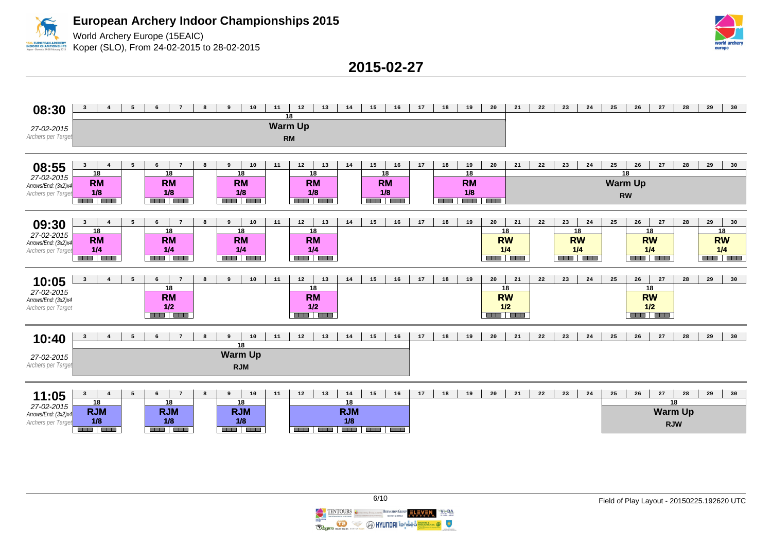# European Archery Indoor Championships 2015

World Archery Europe (15EAIC)
Koper (SLO), From 24-02-2015 to 28-02-2015

## 2015-02-27

### 08:30

27-02-2015
Archers per Target

| Targets | Distance | Event |
|---|---|---|
| 3–20 | 18 | Warm Up RM |

### 08:55

27-02-2015
Arrows/End: (3x2)x4
Archers per Target

| Targets | Distance | Event |
|---|---|---|
| 3–4 | 18 | RM 1/8 |
| 6–7 | 18 | RM 1/8 |
| 9–10 | 18 | RM 1/8 |
| 12–13 | 18 | RM 1/8 |
| 15–16 | 18 | RM 1/8 |
| 18–20 | 18 | RM 1/8 |
| 21–30 | 18 | Warm Up RW |

### 09:30

27-02-2015
Arrows/End: (3x2)x4
Archers per Target

| Targets | Distance | Event |
|---|---|---|
| 3–4 | 18 | RM 1/4 |
| 6–7 | 18 | RM 1/4 |
| 9–10 | 18 | RM 1/4 |
| 12–13 | 18 | RM 1/4 |
| 20–21 | 18 | RW 1/4 |
| 23–24 | 18 | RW 1/4 |
| 26–27 | 18 | RW 1/4 |
| 29–30 | 18 | RW 1/4 |

### 10:05

27-02-2015
Arrows/End: (3x2)x4
Archers per Target

| Targets | Distance | Event |
|---|---|---|
| 6–7 | 18 | RM 1/2 |
| 12–13 | 18 | RM 1/2 |
| 20–21 | 18 | RW 1/2 |
| 26–27 | 18 | RW 1/2 |

### 10:40

27-02-2015
Archers per Target

| Targets | Distance | Event |
|---|---|---|
| 3–16 | 18 | Warm Up RJM |

### 11:05

27-02-2015
Arrows/End: (3x2)x4
Archers per Target

| Targets | Distance | Event |
|---|---|---|
| 3–4 | 18 | RJM 1/8 |
| 6–7 | 18 | RJM 1/8 |
| 9–10 | 18 | RJM 1/8 |
| 12–16 | 18 | RJM 1/8 |
| 25–30 | 18 | Warm Up RJW |

Field of Play Layout - 20150225.192620 UTC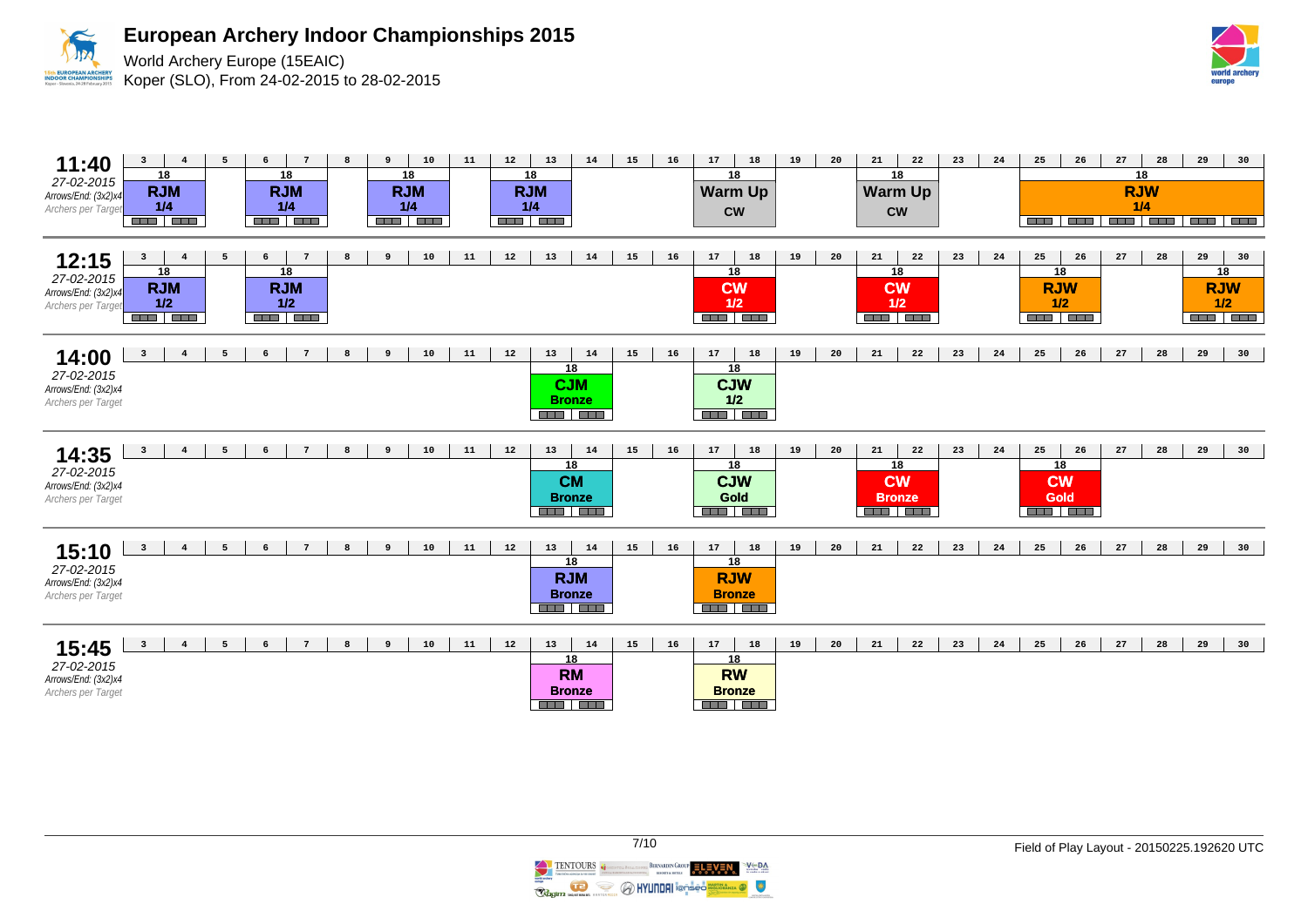# European Archery Indoor Championships 2015

World Archery Europe (15EAIC)
Koper (SLO), From 24-02-2015 to 28-02-2015

## 11:40
*27-02-2015*
*Arrows/End: (3x2)x4*
*Archers per Target*

| Targets | Distance | Event |
|---|---|---|
| 3–4 | 18 | RJM 1/4 |
| 6–7 | 18 | RJM 1/4 |
| 9–10 | 18 | RJM 1/4 |
| 12–13 | 18 | RJM 1/4 |
| 17–18 | 18 | Warm Up CW |
| 21–22 | 18 | Warm Up CW |
| 25–30 | 18 | RJW 1/4 |

## 12:15
*27-02-2015*
*Arrows/End: (3x2)x4*
*Archers per Target*

| Targets | Distance | Event |
|---|---|---|
| 3–4 | 18 | RJM 1/2 |
| 6–7 | 18 | RJM 1/2 |
| 17–18 | 18 | CW 1/2 |
| 21–22 | 18 | CW 1/2 |
| 25–26 | 18 | RJW 1/2 |
| 29–30 | 18 | RJW 1/2 |

## 14:00
*27-02-2015*
*Arrows/End: (3x2)x4*
*Archers per Target*

| Targets | Distance | Event |
|---|---|---|
| 13–14 | 18 | CJM Bronze |
| 17–18 | 18 | CJW 1/2 |

## 14:35
*27-02-2015*
*Arrows/End: (3x2)x4*
*Archers per Target*

| Targets | Distance | Event |
|---|---|---|
| 13–14 | 18 | CM Bronze |
| 17–18 | 18 | CJW Gold |
| 21–22 | 18 | CW Bronze |
| 25–26 | 18 | CW Gold |

## 15:10
*27-02-2015*
*Arrows/End: (3x2)x4*
*Archers per Target*

| Targets | Distance | Event |
|---|---|---|
| 13–14 | 18 | RJM Bronze |
| 17–18 | 18 | RJW Bronze |

## 15:45
*27-02-2015*
*Arrows/End: (3x2)x4*
*Archers per Target*

| Targets | Distance | Event |
|---|---|---|
| 13–14 | 18 | RM Bronze |
| 17–18 | 18 | RW Bronze |

Field of Play Layout - 20150225.192620 UTC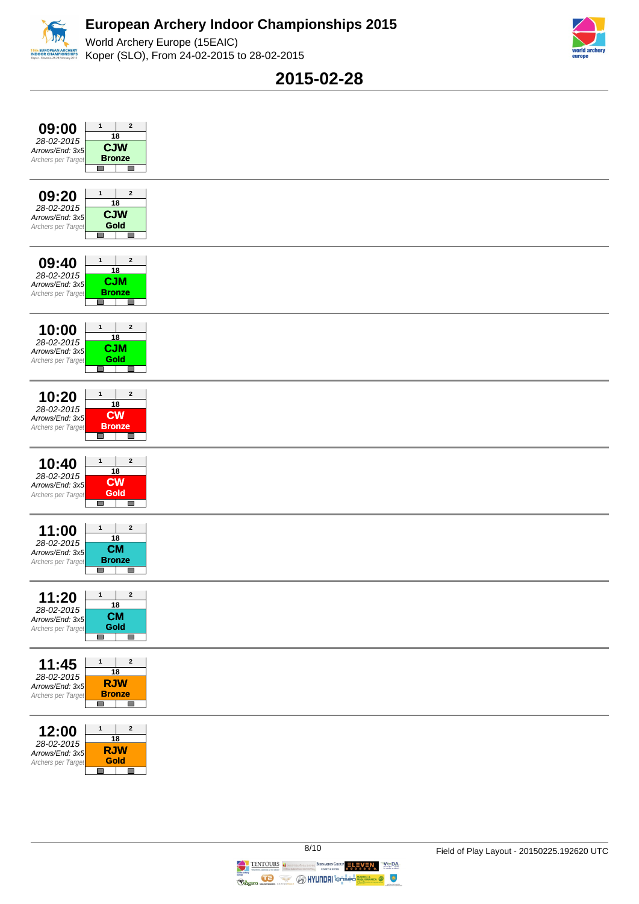# European Archery Indoor Championships 2015

World Archery Europe (15EAIC)
Koper (SLO), From 24-02-2015 to 28-02-2015

## 2015-02-28

| Time | Date | Arrows/End | Archers per Target | Target 1 | Target 2 | Distance | Event | Match |
|---|---|---|---|---|---|---|---|---|
| 09:00 | 28-02-2015 | 3x5 | | 1 | 2 | 18 | CJW | Bronze |
| 09:20 | 28-02-2015 | 3x5 | | 1 | 2 | 18 | CJW | Gold |
| 09:40 | 28-02-2015 | 3x5 | | 1 | 2 | 18 | CJM | Bronze |
| 10:00 | 28-02-2015 | 3x5 | | 1 | 2 | 18 | CJM | Gold |
| 10:20 | 28-02-2015 | 3x5 | | 1 | 2 | 18 | CW | Bronze |
| 10:40 | 28-02-2015 | 3x5 | | 1 | 2 | 18 | CW | Gold |
| 11:00 | 28-02-2015 | 3x5 | | 1 | 2 | 18 | CM | Bronze |
| 11:20 | 28-02-2015 | 3x5 | | 1 | 2 | 18 | CM | Gold |
| 11:45 | 28-02-2015 | 3x5 | | 1 | 2 | 18 | RJW | Bronze |
| 12:00 | 28-02-2015 | 3x5 | | 1 | 2 | 18 | RJW | Gold |

Field of Play Layout - 20150225.192620 UTC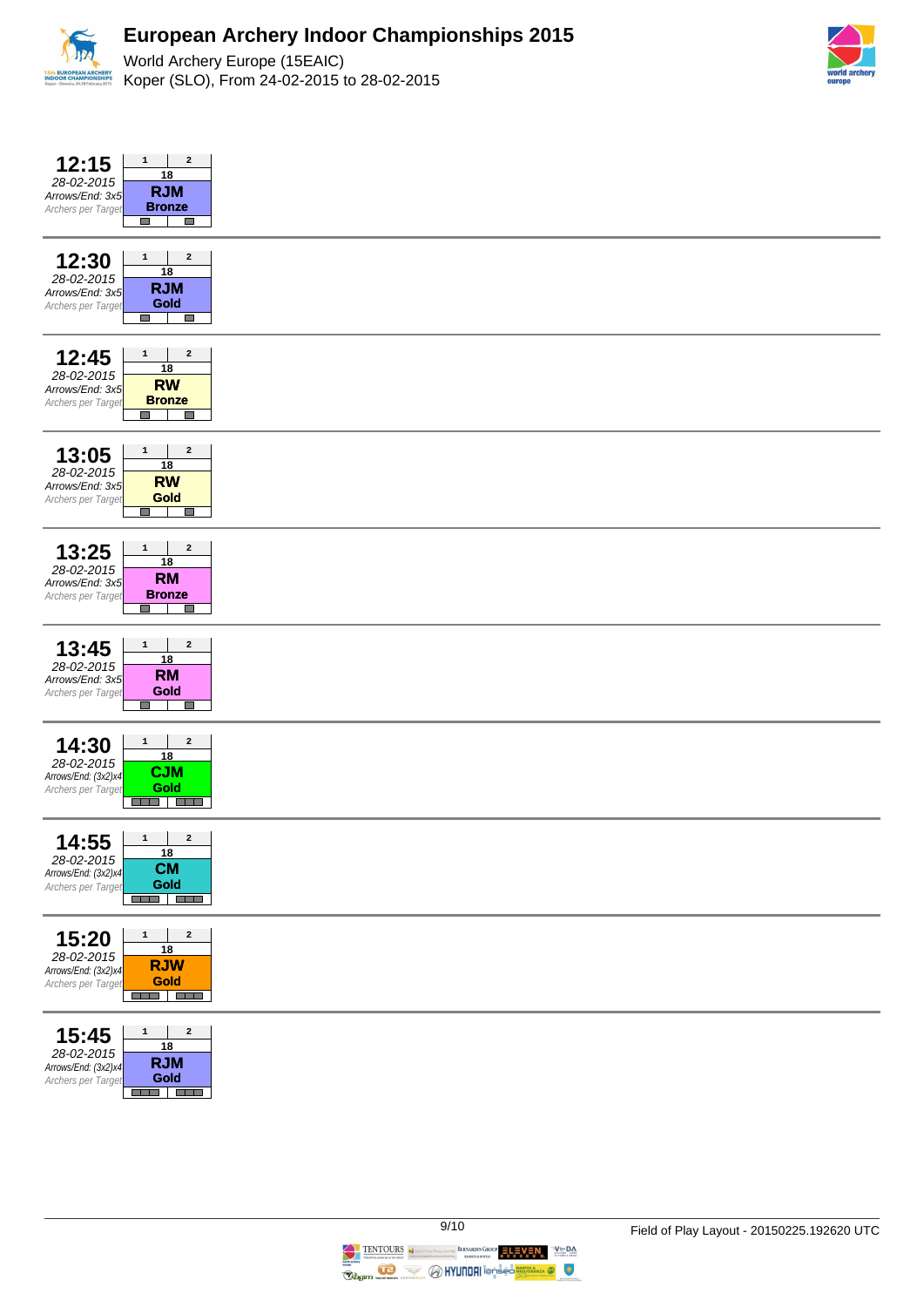# European Archery Indoor Championships 2015

World Archery Europe (15EAIC)
Koper (SLO), From 24-02-2015 to 28-02-2015

| Time | Date | Arrows/End | Archers per Target | Target 1 | Target 2 | Lane | Event |
|---|---|---|---|---|---|---|---|
| 12:15 | 28-02-2015 | 3x5 | | 1 | 2 | 18 | RJM Bronze |
| 12:30 | 28-02-2015 | 3x5 | | 1 | 2 | 18 | RJM Gold |
| 12:45 | 28-02-2015 | 3x5 | | 1 | 2 | 18 | RW Bronze |
| 13:05 | 28-02-2015 | 3x5 | | 1 | 2 | 18 | RW Gold |
| 13:25 | 28-02-2015 | 3x5 | | 1 | 2 | 18 | RM Bronze |
| 13:45 | 28-02-2015 | 3x5 | | 1 | 2 | 18 | RM Gold |
| 14:30 | 28-02-2015 | (3x2)x4 | | 1 | 2 | 18 | CJM Gold |
| 14:55 | 28-02-2015 | (3x2)x4 | | 1 | 2 | 18 | CM Gold |
| 15:20 | 28-02-2015 | (3x2)x4 | | 1 | 2 | 18 | RJW Gold |
| 15:45 | 28-02-2015 | (3x2)x4 | | 1 | 2 | 18 | RJM Gold |

Field of Play Layout - 20150225.192620 UTC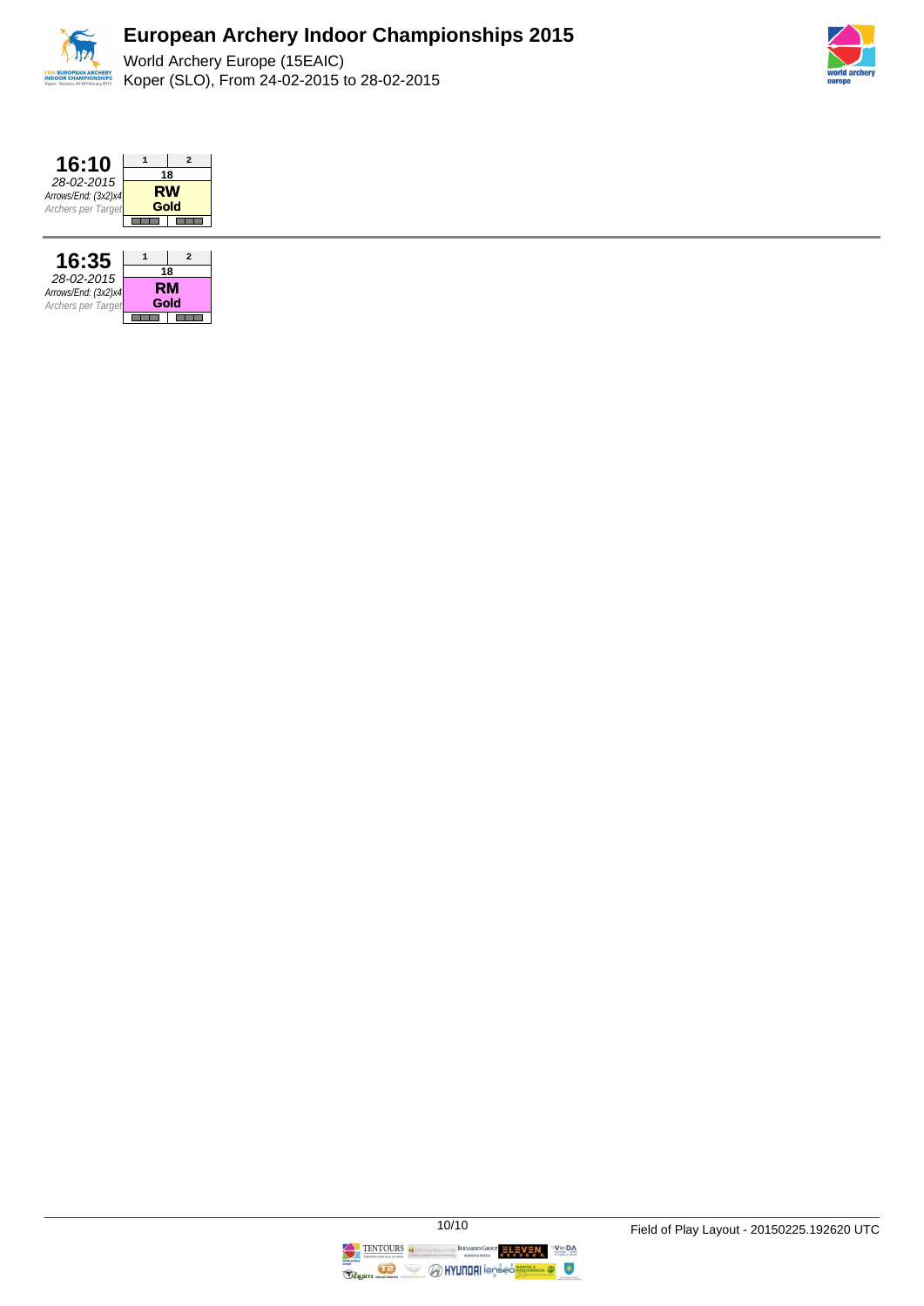# European Archery Indoor Championships 2015

World Archery Europe (15EAIC)
Koper (SLO), From 24-02-2015 to 28-02-2015

**16:10**
*28-02-2015*
*Arrows/End: (3x2)x4*
*Archers per Target*

| 1 | 2 |
|---|---|
| 18 | |
| **RW Gold** | |

**16:35**
*28-02-2015*
*Arrows/End: (3x2)x4*
*Archers per Target*

| 1 | 2 |
|---|---|
| 18 | |
| **RM Gold** | |

Field of Play Layout - 20150225.192620 UTC